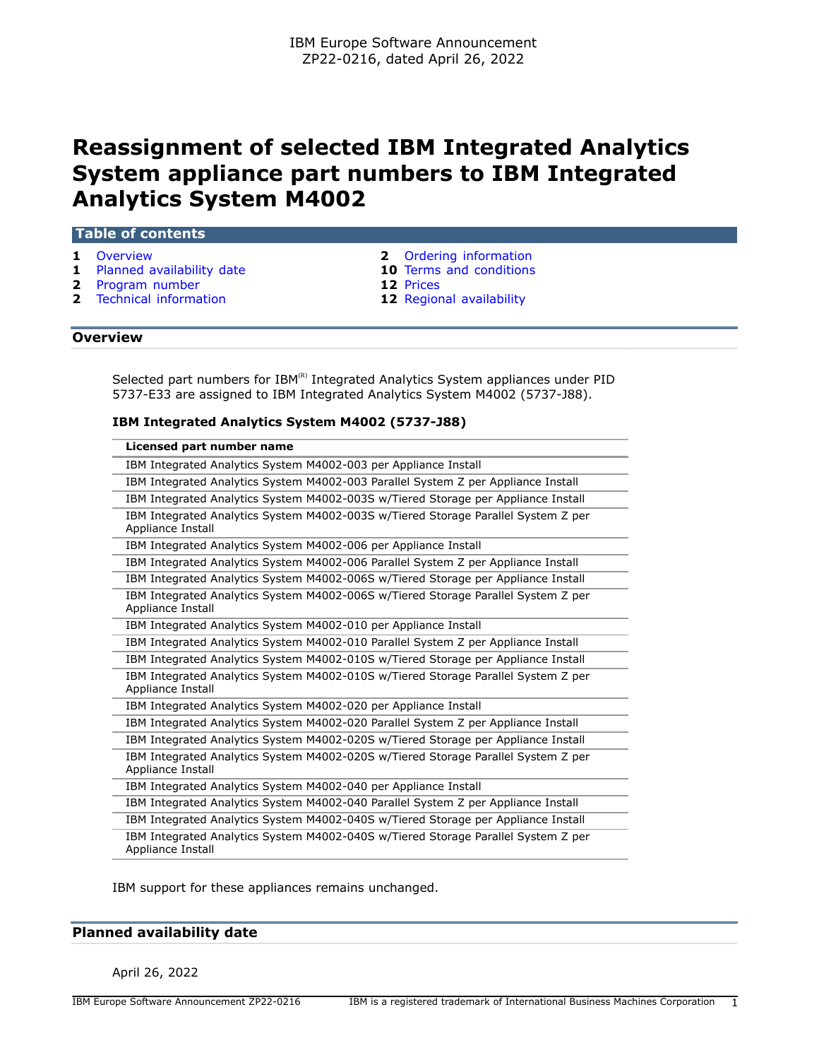IBM Europe Software Announcement
ZP22-0216, dated April 26, 2022

# Reassignment of selected IBM Integrated Analytics System appliance part numbers to IBM Integrated Analytics System M4002

## Table of contents

| | | | |
|---|---|---|---|
| 1 | Overview | 2 | Ordering information |
| 1 | Planned availability date | 10 | Terms and conditions |
| 2 | Program number | 12 | Prices |
| 2 | Technical information | 12 | Regional availability |

## Overview

Selected part numbers for IBM[R] Integrated Analytics System appliances under PID 5737-E33 are assigned to IBM Integrated Analytics System M4002 (5737-J88).

**IBM Integrated Analytics System M4002 (5737-J88)**

| Licensed part number name |
|---|
| IBM Integrated Analytics System M4002-003 per Appliance Install |
| IBM Integrated Analytics System M4002-003 Parallel System Z per Appliance Install |
| IBM Integrated Analytics System M4002-003S w/Tiered Storage per Appliance Install |
| IBM Integrated Analytics System M4002-003S w/Tiered Storage Parallel System Z per Appliance Install |
| IBM Integrated Analytics System M4002-006 per Appliance Install |
| IBM Integrated Analytics System M4002-006 Parallel System Z per Appliance Install |
| IBM Integrated Analytics System M4002-006S w/Tiered Storage per Appliance Install |
| IBM Integrated Analytics System M4002-006S w/Tiered Storage Parallel System Z per Appliance Install |
| IBM Integrated Analytics System M4002-010 per Appliance Install |
| IBM Integrated Analytics System M4002-010 Parallel System Z per Appliance Install |
| IBM Integrated Analytics System M4002-010S w/Tiered Storage per Appliance Install |
| IBM Integrated Analytics System M4002-010S w/Tiered Storage Parallel System Z per Appliance Install |
| IBM Integrated Analytics System M4002-020 per Appliance Install |
| IBM Integrated Analytics System M4002-020 Parallel System Z per Appliance Install |
| IBM Integrated Analytics System M4002-020S w/Tiered Storage per Appliance Install |
| IBM Integrated Analytics System M4002-020S w/Tiered Storage Parallel System Z per Appliance Install |
| IBM Integrated Analytics System M4002-040 per Appliance Install |
| IBM Integrated Analytics System M4002-040 Parallel System Z per Appliance Install |
| IBM Integrated Analytics System M4002-040S w/Tiered Storage per Appliance Install |
| IBM Integrated Analytics System M4002-040S w/Tiered Storage Parallel System Z per Appliance Install |

IBM support for these appliances remains unchanged.

## Planned availability date

April 26, 2022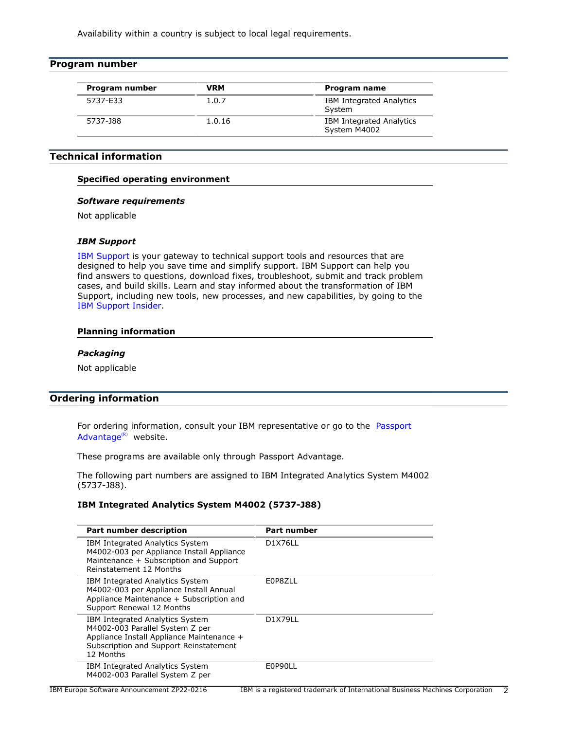Availability within a country is subject to local legal requirements.

## Program number

| Program number | VRM | Program name |
| --- | --- | --- |
| 5737-E33 | 1.0.7 | IBM Integrated Analytics System |
| 5737-J88 | 1.0.16 | IBM Integrated Analytics System M4002 |

## Technical information

### Specified operating environment

#### *Software requirements*

Not applicable

#### *IBM Support*

IBM Support is your gateway to technical support tools and resources that are designed to help you save time and simplify support. IBM Support can help you find answers to questions, download fixes, troubleshoot, submit and track problem cases, and build skills. Learn and stay informed about the transformation of IBM Support, including new tools, new processes, and new capabilities, by going to the IBM Support Insider.

### Planning information

#### *Packaging*

Not applicable

## Ordering information

For ordering information, consult your IBM representative or go to the Passport Advantage(R) website.

These programs are available only through Passport Advantage.

The following part numbers are assigned to IBM Integrated Analytics System M4002 (5737-J88).

### IBM Integrated Analytics System M4002 (5737-J88)

| Part number description | Part number |
| --- | --- |
| IBM Integrated Analytics System M4002-003 per Appliance Install Appliance Maintenance + Subscription and Support Reinstatement 12 Months | D1X76LL |
| IBM Integrated Analytics System M4002-003 per Appliance Install Annual Appliance Maintenance + Subscription and Support Renewal 12 Months | E0P8ZLL |
| IBM Integrated Analytics System M4002-003 Parallel System Z per Appliance Install Appliance Maintenance + Subscription and Support Reinstatement 12 Months | D1X79LL |
| IBM Integrated Analytics System M4002-003 Parallel System Z per | E0P90LL |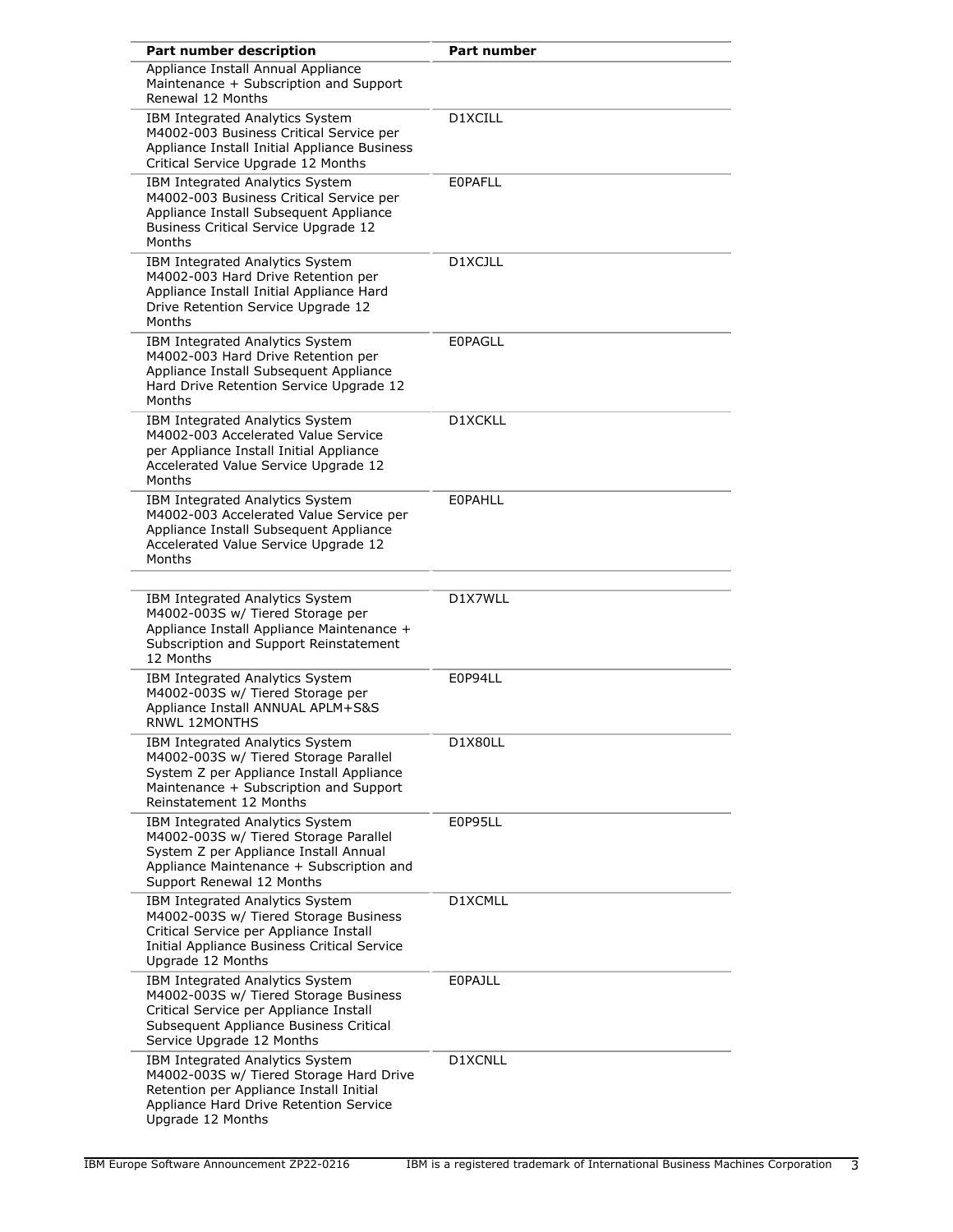| Part number description | Part number |
| --- | --- |
| Appliance Install Annual Appliance Maintenance + Subscription and Support Renewal 12 Months | |
| IBM Integrated Analytics System M4002-003 Business Critical Service per Appliance Install Initial Appliance Business Critical Service Upgrade 12 Months | D1XCILL |
| IBM Integrated Analytics System M4002-003 Business Critical Service per Appliance Install Subsequent Appliance Business Critical Service Upgrade 12 Months | E0PAFLL |
| IBM Integrated Analytics System M4002-003 Hard Drive Retention per Appliance Install Initial Appliance Hard Drive Retention Service Upgrade 12 Months | D1XCJLL |
| IBM Integrated Analytics System M4002-003 Hard Drive Retention per Appliance Install Subsequent Appliance Hard Drive Retention Service Upgrade 12 Months | E0PAGLL |
| IBM Integrated Analytics System M4002-003 Accelerated Value Service per Appliance Install Initial Appliance Accelerated Value Service Upgrade 12 Months | D1XCKLL |
| IBM Integrated Analytics System M4002-003 Accelerated Value Service per Appliance Install Subsequent Appliance Accelerated Value Service Upgrade 12 Months | E0PAHLL |
| | |
| IBM Integrated Analytics System M4002-003S w/ Tiered Storage per Appliance Install Appliance Maintenance + Subscription and Support Reinstatement 12 Months | D1X7WLL |
| IBM Integrated Analytics System M4002-003S w/ Tiered Storage per Appliance Install ANNUAL APLM+S&S RNWL 12MONTHS | E0P94LL |
| IBM Integrated Analytics System M4002-003S w/ Tiered Storage Parallel System Z per Appliance Install Appliance Maintenance + Subscription and Support Reinstatement 12 Months | D1X80LL |
| IBM Integrated Analytics System M4002-003S w/ Tiered Storage Parallel System Z per Appliance Install Annual Appliance Maintenance + Subscription and Support Renewal 12 Months | E0P95LL |
| IBM Integrated Analytics System M4002-003S w/ Tiered Storage Business Critical Service per Appliance Install Initial Appliance Business Critical Service Upgrade 12 Months | D1XCMLL |
| IBM Integrated Analytics System M4002-003S w/ Tiered Storage Business Critical Service per Appliance Install Subsequent Appliance Business Critical Service Upgrade 12 Months | E0PAJLL |
| IBM Integrated Analytics System M4002-003S w/ Tiered Storage Hard Drive Retention per Appliance Install Initial Appliance Hard Drive Retention Service Upgrade 12 Months | D1XCNLL |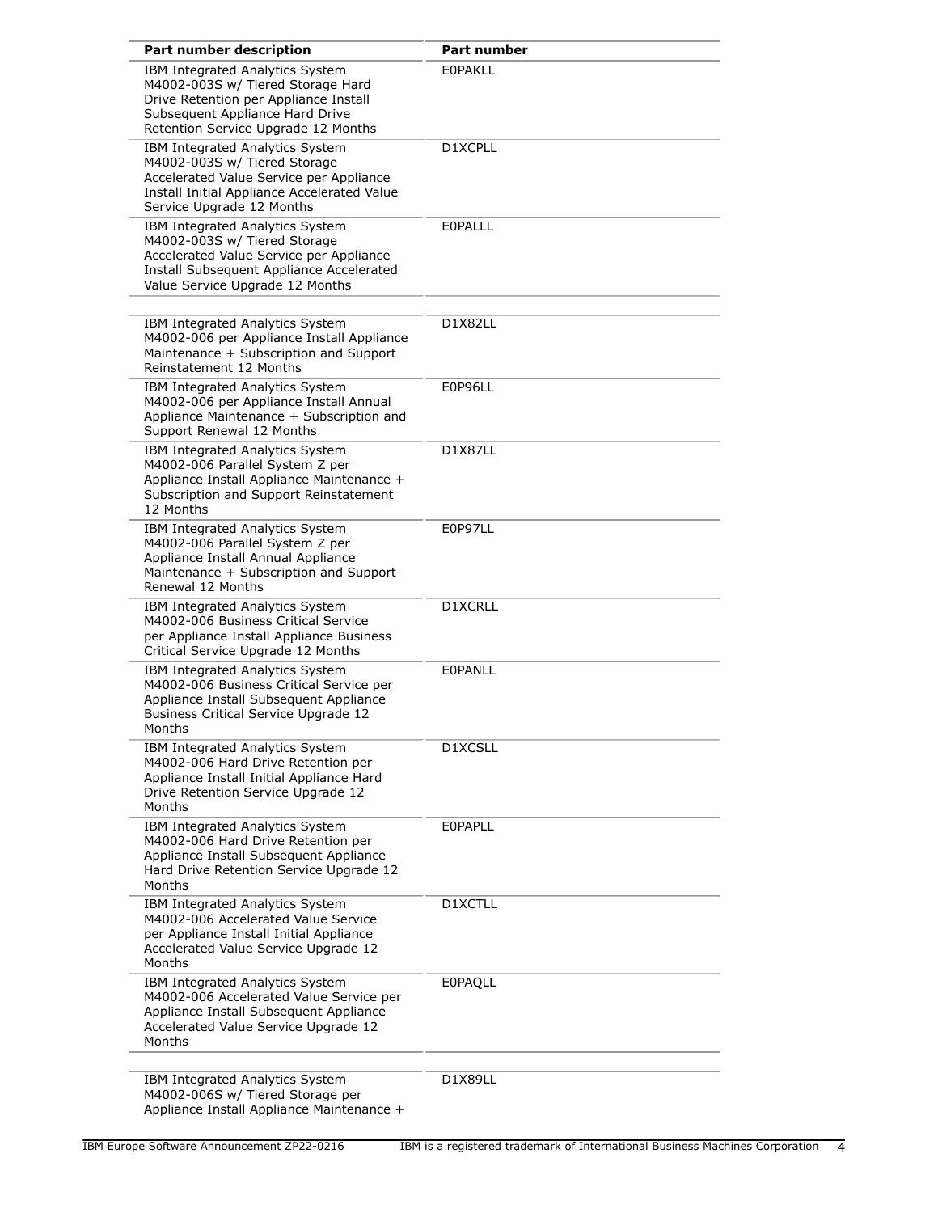| Part number description | Part number |
|---|---|
| IBM Integrated Analytics System M4002-003S w/ Tiered Storage Hard Drive Retention per Appliance Install Subsequent Appliance Hard Drive Retention Service Upgrade 12 Months | E0PAKLL |
| IBM Integrated Analytics System M4002-003S w/ Tiered Storage Accelerated Value Service per Appliance Install Initial Appliance Accelerated Value Service Upgrade 12 Months | D1XCPLL |
| IBM Integrated Analytics System M4002-003S w/ Tiered Storage Accelerated Value Service per Appliance Install Subsequent Appliance Accelerated Value Service Upgrade 12 Months | E0PALLL |
| | |
| IBM Integrated Analytics System M4002-006 per Appliance Install Appliance Maintenance + Subscription and Support Reinstatement 12 Months | D1X82LL |
| IBM Integrated Analytics System M4002-006 per Appliance Install Annual Appliance Maintenance + Subscription and Support Renewal 12 Months | E0P96LL |
| IBM Integrated Analytics System M4002-006 Parallel System Z per Appliance Install Appliance Maintenance + Subscription and Support Reinstatement 12 Months | D1X87LL |
| IBM Integrated Analytics System M4002-006 Parallel System Z per Appliance Install Annual Appliance Maintenance + Subscription and Support Renewal 12 Months | E0P97LL |
| IBM Integrated Analytics System M4002-006 Business Critical Service per Appliance Install Appliance Business Critical Service Upgrade 12 Months | D1XCRLL |
| IBM Integrated Analytics System M4002-006 Business Critical Service per Appliance Install Subsequent Appliance Business Critical Service Upgrade 12 Months | E0PANLL |
| IBM Integrated Analytics System M4002-006 Hard Drive Retention per Appliance Install Initial Appliance Hard Drive Retention Service Upgrade 12 Months | D1XCSLL |
| IBM Integrated Analytics System M4002-006 Hard Drive Retention per Appliance Install Subsequent Appliance Hard Drive Retention Service Upgrade 12 Months | E0PAPLL |
| IBM Integrated Analytics System M4002-006 Accelerated Value Service per Appliance Install Initial Appliance Accelerated Value Service Upgrade 12 Months | D1XCTLL |
| IBM Integrated Analytics System M4002-006 Accelerated Value Service per Appliance Install Subsequent Appliance Accelerated Value Service Upgrade 12 Months | E0PAQLL |
| | |
| IBM Integrated Analytics System M4002-006S w/ Tiered Storage per Appliance Install Appliance Maintenance + | D1X89LL |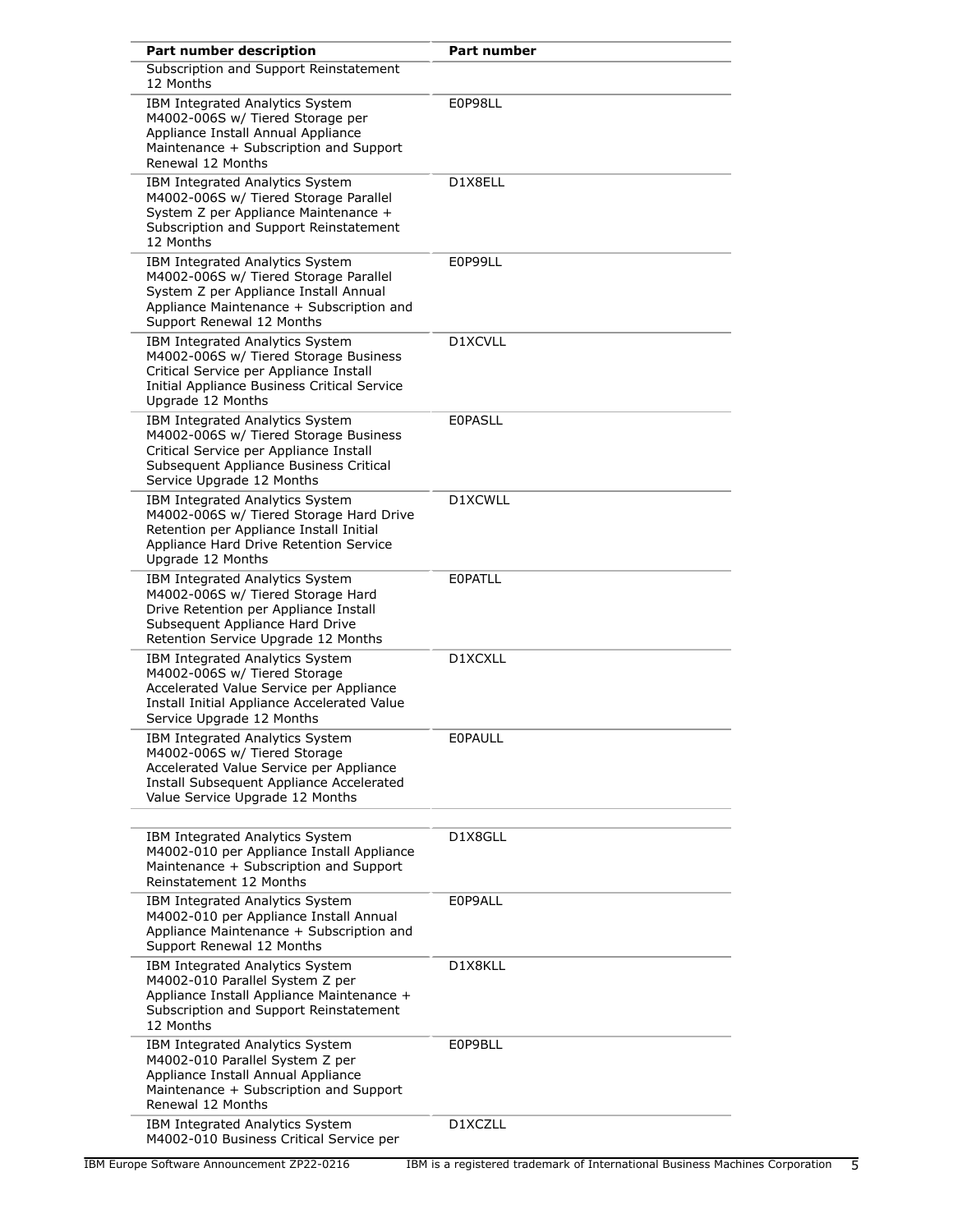| Part number description | Part number |
|---|---|
| Subscription and Support Reinstatement 12 Months | |
| IBM Integrated Analytics System M4002-006S w/ Tiered Storage per Appliance Install Annual Appliance Maintenance + Subscription and Support Renewal 12 Months | E0P98LL |
| IBM Integrated Analytics System M4002-006S w/ Tiered Storage Parallel System Z per Appliance Maintenance + Subscription and Support Reinstatement 12 Months | D1X8ELL |
| IBM Integrated Analytics System M4002-006S w/ Tiered Storage Parallel System Z per Appliance Install Annual Appliance Maintenance + Subscription and Support Renewal 12 Months | E0P99LL |
| IBM Integrated Analytics System M4002-006S w/ Tiered Storage Business Critical Service per Appliance Install Initial Appliance Business Critical Service Upgrade 12 Months | D1XCVLL |
| IBM Integrated Analytics System M4002-006S w/ Tiered Storage Business Critical Service per Appliance Install Subsequent Appliance Business Critical Service Upgrade 12 Months | E0PASLL |
| IBM Integrated Analytics System M4002-006S w/ Tiered Storage Hard Drive Retention per Appliance Install Initial Appliance Hard Drive Retention Service Upgrade 12 Months | D1XCWLL |
| IBM Integrated Analytics System M4002-006S w/ Tiered Storage Hard Drive Retention per Appliance Install Subsequent Appliance Hard Drive Retention Service Upgrade 12 Months | E0PATLL |
| IBM Integrated Analytics System M4002-006S w/ Tiered Storage Accelerated Value Service per Appliance Install Initial Appliance Accelerated Value Service Upgrade 12 Months | D1XCXLL |
| IBM Integrated Analytics System M4002-006S w/ Tiered Storage Accelerated Value Service per Appliance Install Subsequent Appliance Accelerated Value Service Upgrade 12 Months | E0PAULL |
| | |
| IBM Integrated Analytics System M4002-010 per Appliance Install Appliance Maintenance + Subscription and Support Reinstatement 12 Months | D1X8GLL |
| IBM Integrated Analytics System M4002-010 per Appliance Install Annual Appliance Maintenance + Subscription and Support Renewal 12 Months | E0P9ALL |
| IBM Integrated Analytics System M4002-010 Parallel System Z per Appliance Install Appliance Maintenance + Subscription and Support Reinstatement 12 Months | D1X8KLL |
| IBM Integrated Analytics System M4002-010 Parallel System Z per Appliance Install Annual Appliance Maintenance + Subscription and Support Renewal 12 Months | E0P9BLL |
| IBM Integrated Analytics System M4002-010 Business Critical Service per | D1XCZLL |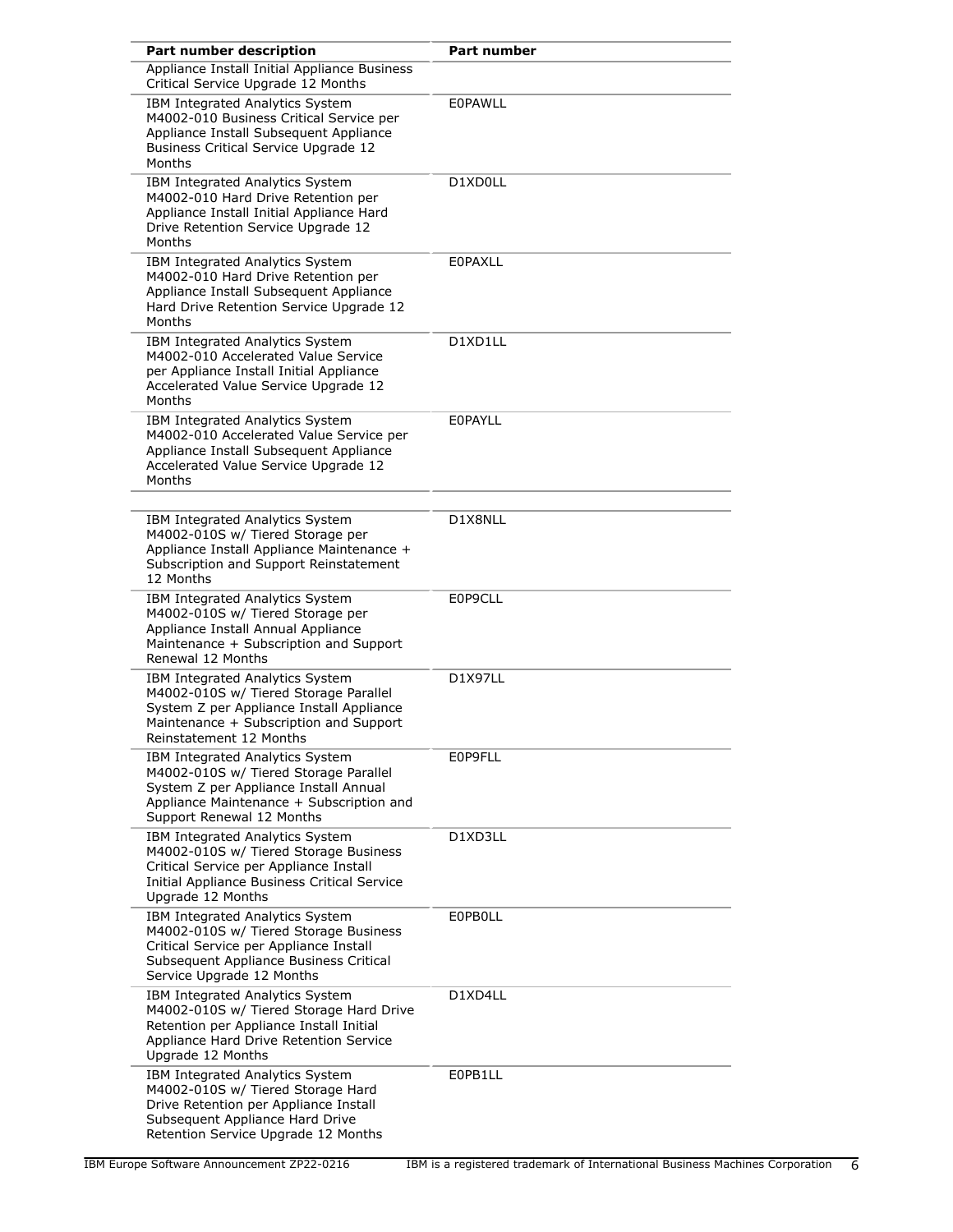| Part number description | Part number |
| --- | --- |
| Appliance Install Initial Appliance Business Critical Service Upgrade 12 Months | |
| IBM Integrated Analytics System M4002-010 Business Critical Service per Appliance Install Subsequent Appliance Business Critical Service Upgrade 12 Months | E0PAWLL |
| IBM Integrated Analytics System M4002-010 Hard Drive Retention per Appliance Install Initial Appliance Hard Drive Retention Service Upgrade 12 Months | D1XD0LL |
| IBM Integrated Analytics System M4002-010 Hard Drive Retention per Appliance Install Subsequent Appliance Hard Drive Retention Service Upgrade 12 Months | E0PAXLL |
| IBM Integrated Analytics System M4002-010 Accelerated Value Service per Appliance Install Initial Appliance Accelerated Value Service Upgrade 12 Months | D1XD1LL |
| IBM Integrated Analytics System M4002-010 Accelerated Value Service per Appliance Install Subsequent Appliance Accelerated Value Service Upgrade 12 Months | E0PAYLL |
| | |
| IBM Integrated Analytics System M4002-010S w/ Tiered Storage per Appliance Install Appliance Maintenance + Subscription and Support Reinstatement 12 Months | D1X8NLL |
| IBM Integrated Analytics System M4002-010S w/ Tiered Storage per Appliance Install Annual Appliance Maintenance + Subscription and Support Renewal 12 Months | E0P9CLL |
| IBM Integrated Analytics System M4002-010S w/ Tiered Storage Parallel System Z per Appliance Install Appliance Maintenance + Subscription and Support Reinstatement 12 Months | D1X97LL |
| IBM Integrated Analytics System M4002-010S w/ Tiered Storage Parallel System Z per Appliance Install Annual Appliance Maintenance + Subscription and Support Renewal 12 Months | E0P9FLL |
| IBM Integrated Analytics System M4002-010S w/ Tiered Storage Business Critical Service per Appliance Install Initial Appliance Business Critical Service Upgrade 12 Months | D1XD3LL |
| IBM Integrated Analytics System M4002-010S w/ Tiered Storage Business Critical Service per Appliance Install Subsequent Appliance Business Critical Service Upgrade 12 Months | E0PB0LL |
| IBM Integrated Analytics System M4002-010S w/ Tiered Storage Hard Drive Retention per Appliance Install Initial Appliance Hard Drive Retention Service Upgrade 12 Months | D1XD4LL |
| IBM Integrated Analytics System M4002-010S w/ Tiered Storage Hard Drive Retention per Appliance Install Subsequent Appliance Hard Drive Retention Service Upgrade 12 Months | E0PB1LL |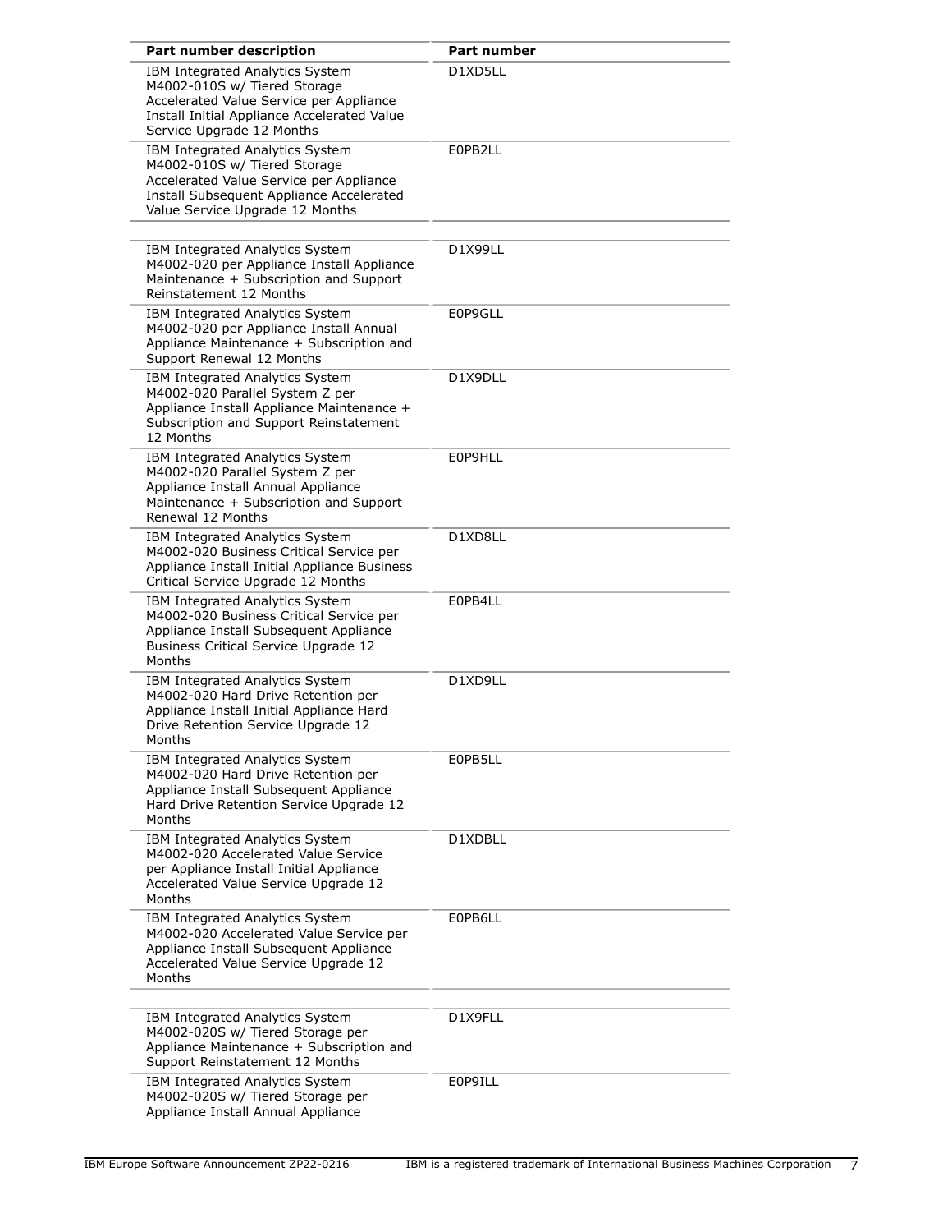| Part number description | Part number |
|---|---|
| IBM Integrated Analytics System M4002-010S w/ Tiered Storage Accelerated Value Service per Appliance Install Initial Appliance Accelerated Value Service Upgrade 12 Months | D1XD5LL |
| IBM Integrated Analytics System M4002-010S w/ Tiered Storage Accelerated Value Service per Appliance Install Subsequent Appliance Accelerated Value Service Upgrade 12 Months | E0PB2LL |
| | |
| IBM Integrated Analytics System M4002-020 per Appliance Install Appliance Maintenance + Subscription and Support Reinstatement 12 Months | D1X99LL |
| IBM Integrated Analytics System M4002-020 per Appliance Install Annual Appliance Maintenance + Subscription and Support Renewal 12 Months | E0P9GLL |
| IBM Integrated Analytics System M4002-020 Parallel System Z per Appliance Install Appliance Maintenance + Subscription and Support Reinstatement 12 Months | D1X9DLL |
| IBM Integrated Analytics System M4002-020 Parallel System Z per Appliance Install Annual Appliance Maintenance + Subscription and Support Renewal 12 Months | E0P9HLL |
| IBM Integrated Analytics System M4002-020 Business Critical Service per Appliance Install Initial Appliance Business Critical Service Upgrade 12 Months | D1XD8LL |
| IBM Integrated Analytics System M4002-020 Business Critical Service per Appliance Install Subsequent Appliance Business Critical Service Upgrade 12 Months | E0PB4LL |
| IBM Integrated Analytics System M4002-020 Hard Drive Retention per Appliance Install Initial Appliance Hard Drive Retention Service Upgrade 12 Months | D1XD9LL |
| IBM Integrated Analytics System M4002-020 Hard Drive Retention per Appliance Install Subsequent Appliance Hard Drive Retention Service Upgrade 12 Months | E0PB5LL |
| IBM Integrated Analytics System M4002-020 Accelerated Value Service per Appliance Install Initial Appliance Accelerated Value Service Upgrade 12 Months | D1XDBLL |
| IBM Integrated Analytics System M4002-020 Accelerated Value Service per Appliance Install Subsequent Appliance Accelerated Value Service Upgrade 12 Months | E0PB6LL |
| | |
| IBM Integrated Analytics System M4002-020S w/ Tiered Storage per Appliance Maintenance + Subscription and Support Reinstatement 12 Months | D1X9FLL |
| IBM Integrated Analytics System M4002-020S w/ Tiered Storage per Appliance Install Annual Appliance | E0P9ILL |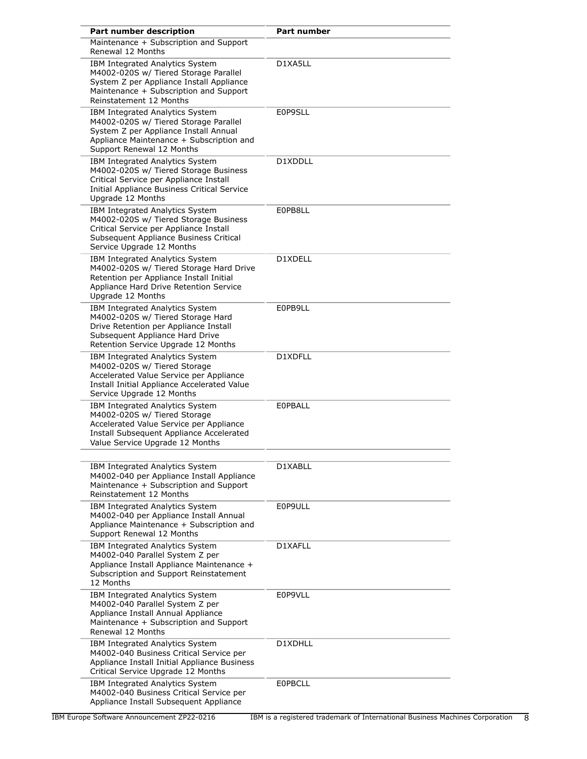| Part number description | Part number |
|---|---|
| Maintenance + Subscription and Support Renewal 12 Months | |
| IBM Integrated Analytics System M4002-020S w/ Tiered Storage Parallel System Z per Appliance Install Appliance Maintenance + Subscription and Support Reinstatement 12 Months | D1XA5LL |
| IBM Integrated Analytics System M4002-020S w/ Tiered Storage Parallel System Z per Appliance Install Annual Appliance Maintenance + Subscription and Support Renewal 12 Months | E0P9SLL |
| IBM Integrated Analytics System M4002-020S w/ Tiered Storage Business Critical Service per Appliance Install Initial Appliance Business Critical Service Upgrade 12 Months | D1XDDLL |
| IBM Integrated Analytics System M4002-020S w/ Tiered Storage Business Critical Service per Appliance Install Subsequent Appliance Business Critical Service Upgrade 12 Months | E0PB8LL |
| IBM Integrated Analytics System M4002-020S w/ Tiered Storage Hard Drive Retention per Appliance Install Initial Appliance Hard Drive Retention Service Upgrade 12 Months | D1XDELL |
| IBM Integrated Analytics System M4002-020S w/ Tiered Storage Hard Drive Retention per Appliance Install Subsequent Appliance Hard Drive Retention Service Upgrade 12 Months | E0PB9LL |
| IBM Integrated Analytics System M4002-020S w/ Tiered Storage Accelerated Value Service per Appliance Install Initial Appliance Accelerated Value Service Upgrade 12 Months | D1XDFLL |
| IBM Integrated Analytics System M4002-020S w/ Tiered Storage Accelerated Value Service per Appliance Install Subsequent Appliance Accelerated Value Service Upgrade 12 Months | E0PBALL |
| | |
| IBM Integrated Analytics System M4002-040 per Appliance Install Appliance Maintenance + Subscription and Support Reinstatement 12 Months | D1XABLL |
| IBM Integrated Analytics System M4002-040 per Appliance Install Annual Appliance Maintenance + Subscription and Support Renewal 12 Months | E0P9ULL |
| IBM Integrated Analytics System M4002-040 Parallel System Z per Appliance Install Appliance Maintenance + Subscription and Support Reinstatement 12 Months | D1XAFLL |
| IBM Integrated Analytics System M4002-040 Parallel System Z per Appliance Install Annual Appliance Maintenance + Subscription and Support Renewal 12 Months | E0P9VLL |
| IBM Integrated Analytics System M4002-040 Business Critical Service per Appliance Install Initial Appliance Business Critical Service Upgrade 12 Months | D1XDHLL |
| IBM Integrated Analytics System M4002-040 Business Critical Service per Appliance Install Subsequent Appliance | E0PBCLL |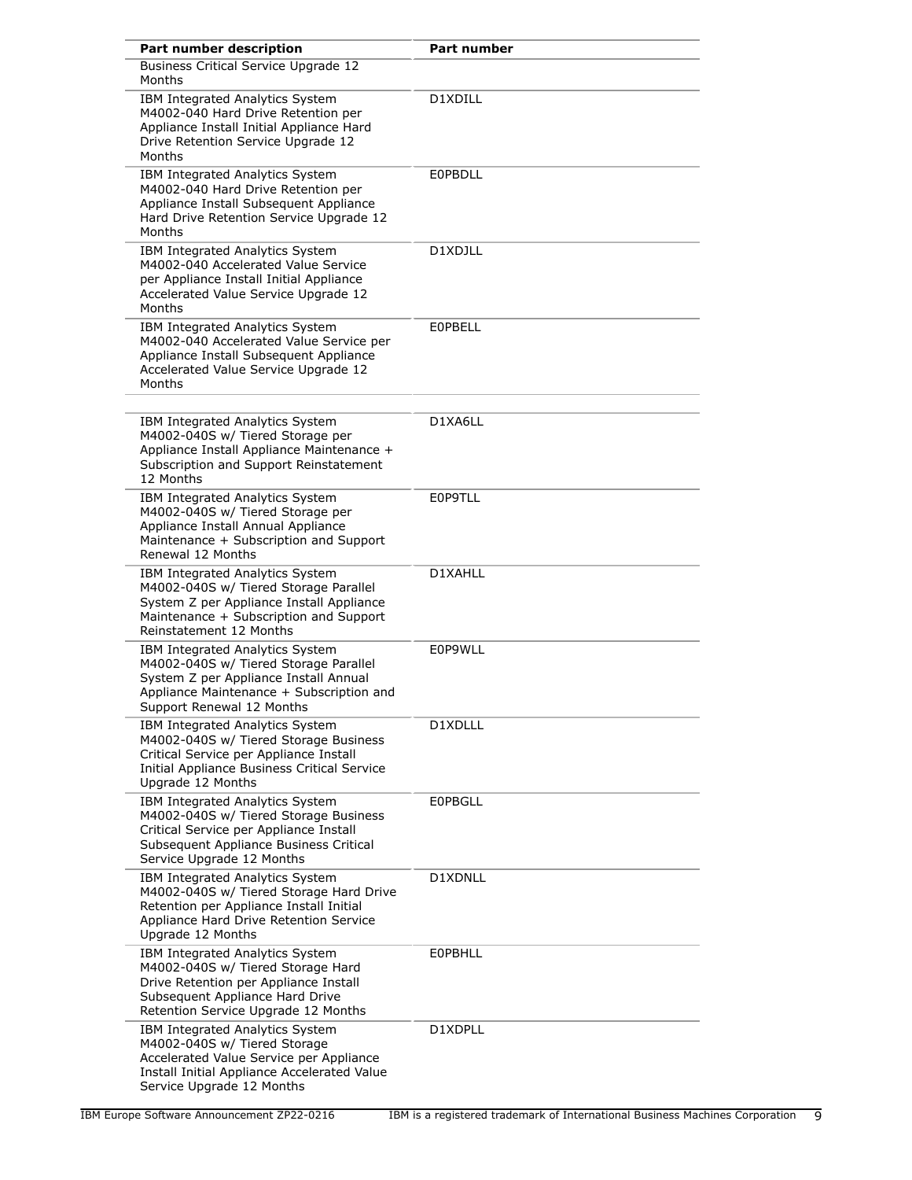| Part number description | Part number |
|---|---|
| Business Critical Service Upgrade 12 Months | |
| IBM Integrated Analytics System M4002-040 Hard Drive Retention per Appliance Install Initial Appliance Hard Drive Retention Service Upgrade 12 Months | D1XDILL |
| IBM Integrated Analytics System M4002-040 Hard Drive Retention per Appliance Install Subsequent Appliance Hard Drive Retention Service Upgrade 12 Months | E0PBDLL |
| IBM Integrated Analytics System M4002-040 Accelerated Value Service per Appliance Install Initial Appliance Accelerated Value Service Upgrade 12 Months | D1XDJLL |
| IBM Integrated Analytics System M4002-040 Accelerated Value Service per Appliance Install Subsequent Appliance Accelerated Value Service Upgrade 12 Months | E0PBELL |
| | |
| IBM Integrated Analytics System M4002-040S w/ Tiered Storage per Appliance Install Appliance Maintenance + Subscription and Support Reinstatement 12 Months | D1XA6LL |
| IBM Integrated Analytics System M4002-040S w/ Tiered Storage per Appliance Install Annual Appliance Maintenance + Subscription and Support Renewal 12 Months | E0P9TLL |
| IBM Integrated Analytics System M4002-040S w/ Tiered Storage Parallel System Z per Appliance Install Appliance Maintenance + Subscription and Support Reinstatement 12 Months | D1XAHLL |
| IBM Integrated Analytics System M4002-040S w/ Tiered Storage Parallel System Z per Appliance Install Annual Appliance Maintenance + Subscription and Support Renewal 12 Months | E0P9WLL |
| IBM Integrated Analytics System M4002-040S w/ Tiered Storage Business Critical Service per Appliance Install Initial Appliance Business Critical Service Upgrade 12 Months | D1XDLLL |
| IBM Integrated Analytics System M4002-040S w/ Tiered Storage Business Critical Service per Appliance Install Subsequent Appliance Business Critical Service Upgrade 12 Months | E0PBGLL |
| IBM Integrated Analytics System M4002-040S w/ Tiered Storage Hard Drive Retention per Appliance Install Initial Appliance Hard Drive Retention Service Upgrade 12 Months | D1XDNLL |
| IBM Integrated Analytics System M4002-040S w/ Tiered Storage Hard Drive Retention per Appliance Install Subsequent Appliance Hard Drive Retention Service Upgrade 12 Months | E0PBHLL |
| IBM Integrated Analytics System M4002-040S w/ Tiered Storage Accelerated Value Service per Appliance Install Initial Appliance Accelerated Value Service Upgrade 12 Months | D1XDPLL |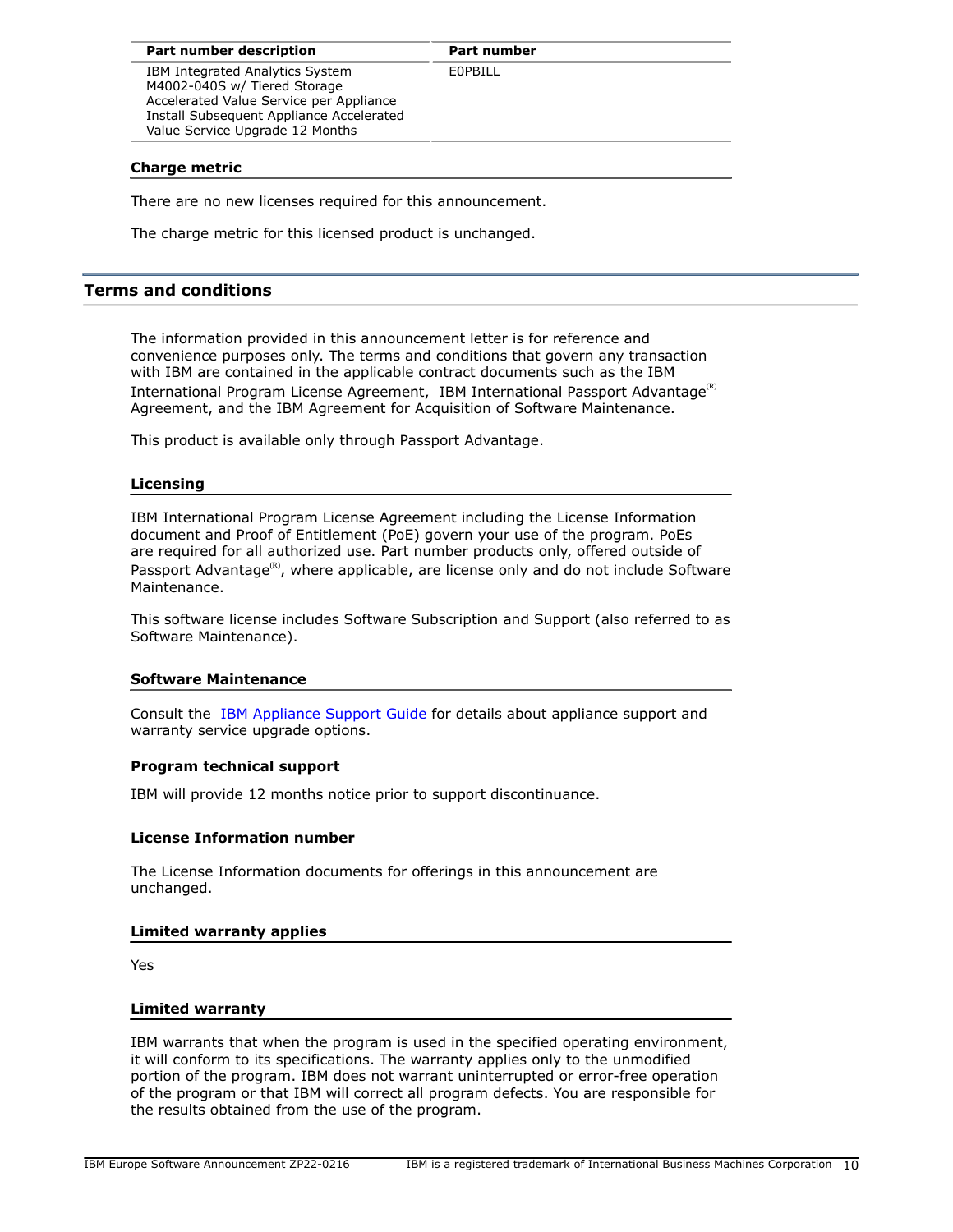| Part number description | Part number |
|---|---|
| IBM Integrated Analytics System M4002-040S w/ Tiered Storage Accelerated Value Service per Appliance Install Subsequent Appliance Accelerated Value Service Upgrade 12 Months | E0PBILL |

### Charge metric

There are no new licenses required for this announcement.

The charge metric for this licensed product is unchanged.

## Terms and conditions

The information provided in this announcement letter is for reference and convenience purposes only. The terms and conditions that govern any transaction with IBM are contained in the applicable contract documents such as the IBM International Program License Agreement, IBM International Passport Advantage(R) Agreement, and the IBM Agreement for Acquisition of Software Maintenance.

This product is available only through Passport Advantage.

### Licensing

IBM International Program License Agreement including the License Information document and Proof of Entitlement (PoE) govern your use of the program. PoEs are required for all authorized use. Part number products only, offered outside of Passport Advantage(R), where applicable, are license only and do not include Software Maintenance.

This software license includes Software Subscription and Support (also referred to as Software Maintenance).

### Software Maintenance

Consult the IBM Appliance Support Guide for details about appliance support and warranty service upgrade options.

### Program technical support

IBM will provide 12 months notice prior to support discontinuance.

### License Information number

The License Information documents for offerings in this announcement are unchanged.

### Limited warranty applies

Yes

### Limited warranty

IBM warrants that when the program is used in the specified operating environment, it will conform to its specifications. The warranty applies only to the unmodified portion of the program. IBM does not warrant uninterrupted or error-free operation of the program or that IBM will correct all program defects. You are responsible for the results obtained from the use of the program.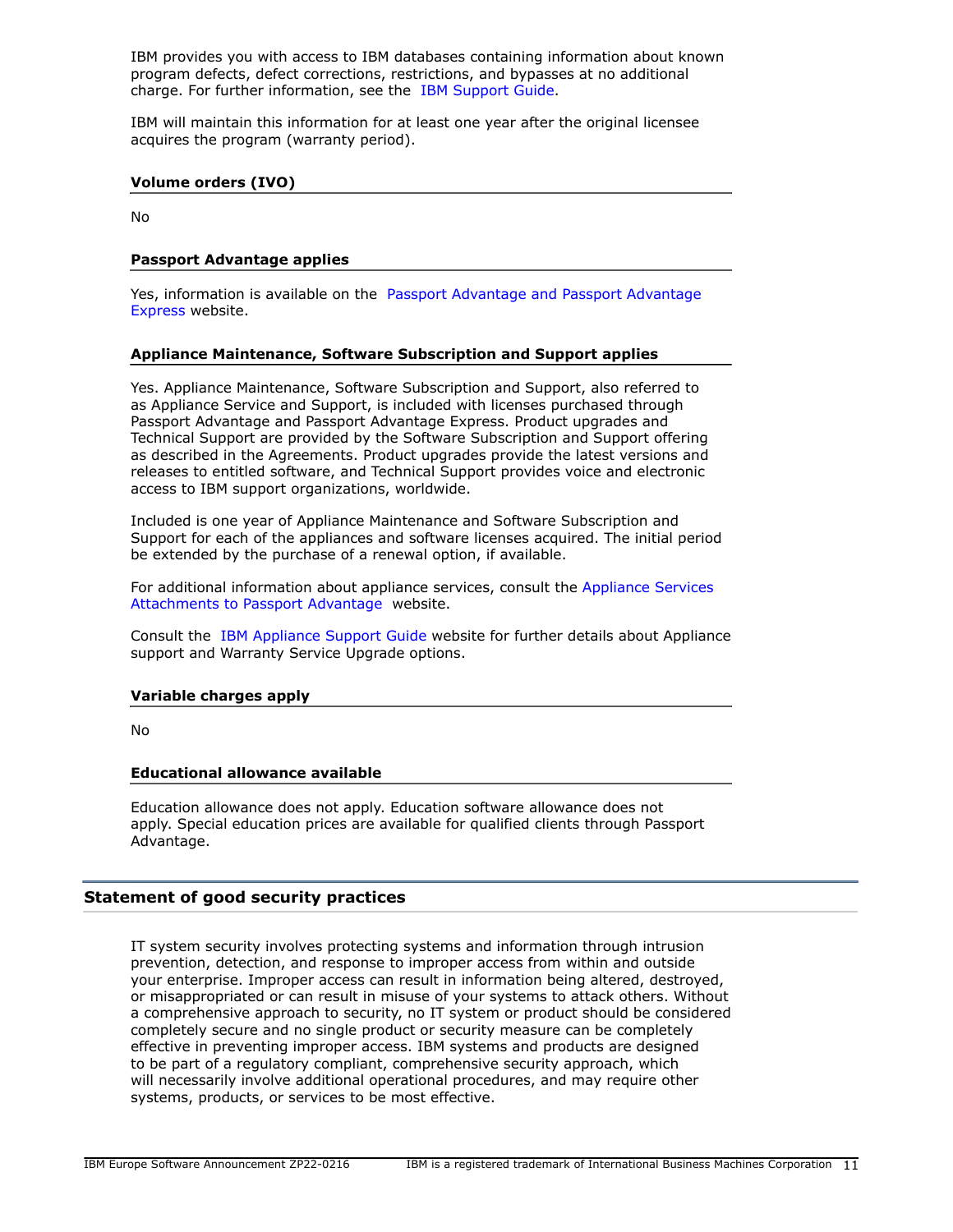IBM provides you with access to IBM databases containing information about known program defects, defect corrections, restrictions, and bypasses at no additional charge. For further information, see the IBM Support Guide.

IBM will maintain this information for at least one year after the original licensee acquires the program (warranty period).

### Volume orders (IVO)

No

### Passport Advantage applies

Yes, information is available on the Passport Advantage and Passport Advantage Express website.

### Appliance Maintenance, Software Subscription and Support applies

Yes. Appliance Maintenance, Software Subscription and Support, also referred to as Appliance Service and Support, is included with licenses purchased through Passport Advantage and Passport Advantage Express. Product upgrades and Technical Support are provided by the Software Subscription and Support offering as described in the Agreements. Product upgrades provide the latest versions and releases to entitled software, and Technical Support provides voice and electronic access to IBM support organizations, worldwide.

Included is one year of Appliance Maintenance and Software Subscription and Support for each of the appliances and software licenses acquired. The initial period be extended by the purchase of a renewal option, if available.

For additional information about appliance services, consult the Appliance Services Attachments to Passport Advantage website.

Consult the IBM Appliance Support Guide website for further details about Appliance support and Warranty Service Upgrade options.

### Variable charges apply

No

### Educational allowance available

Education allowance does not apply. Education software allowance does not apply. Special education prices are available for qualified clients through Passport Advantage.

## Statement of good security practices

IT system security involves protecting systems and information through intrusion prevention, detection, and response to improper access from within and outside your enterprise. Improper access can result in information being altered, destroyed, or misappropriated or can result in misuse of your systems to attack others. Without a comprehensive approach to security, no IT system or product should be considered completely secure and no single product or security measure can be completely effective in preventing improper access. IBM systems and products are designed to be part of a regulatory compliant, comprehensive security approach, which will necessarily involve additional operational procedures, and may require other systems, products, or services to be most effective.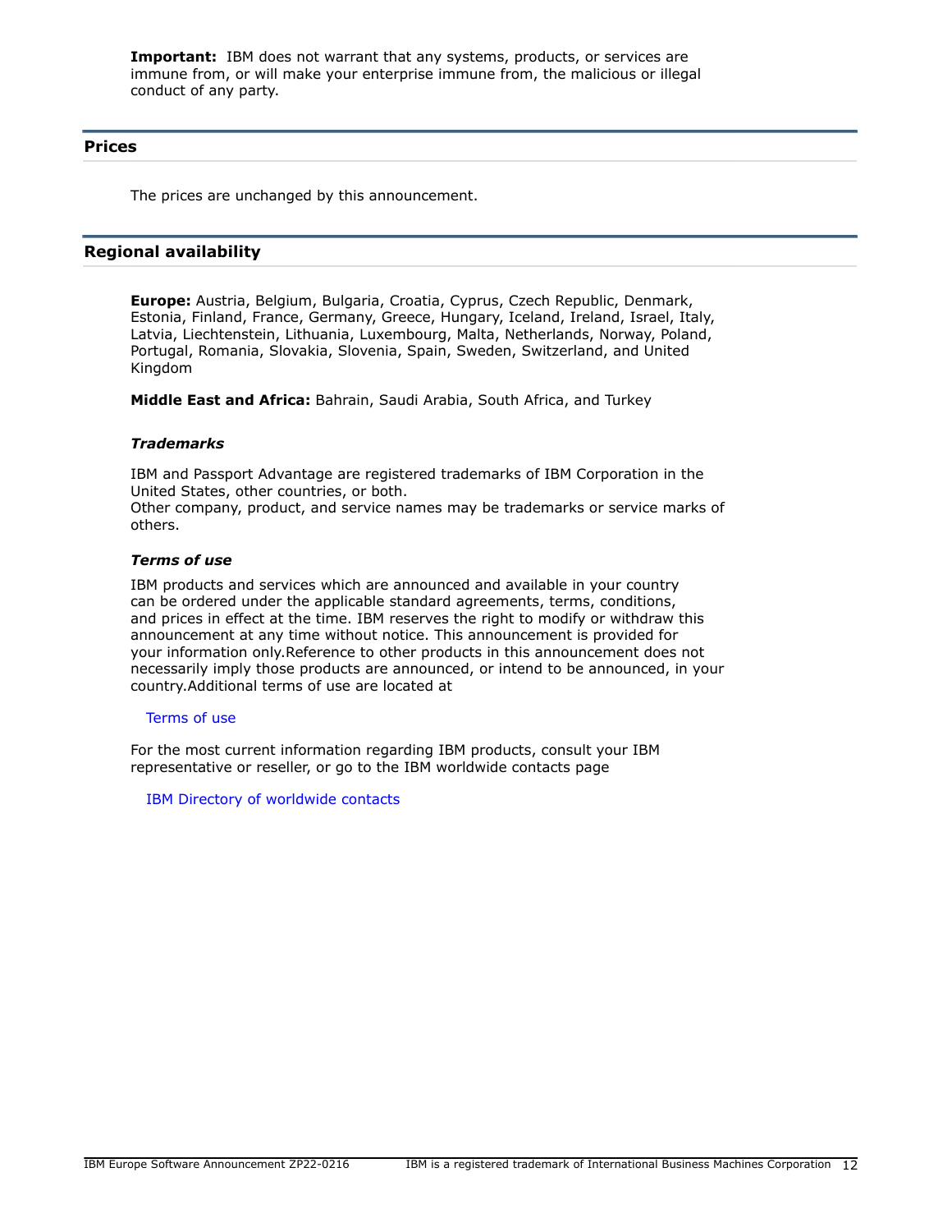**Important:** IBM does not warrant that any systems, products, or services are immune from, or will make your enterprise immune from, the malicious or illegal conduct of any party.

## Prices

The prices are unchanged by this announcement.

## Regional availability

**Europe:** Austria, Belgium, Bulgaria, Croatia, Cyprus, Czech Republic, Denmark, Estonia, Finland, France, Germany, Greece, Hungary, Iceland, Ireland, Israel, Italy, Latvia, Liechtenstein, Lithuania, Luxembourg, Malta, Netherlands, Norway, Poland, Portugal, Romania, Slovakia, Slovenia, Spain, Sweden, Switzerland, and United Kingdom

**Middle East and Africa:** Bahrain, Saudi Arabia, South Africa, and Turkey

### *Trademarks*

IBM and Passport Advantage are registered trademarks of IBM Corporation in the United States, other countries, or both.
Other company, product, and service names may be trademarks or service marks of others.

### *Terms of use*

IBM products and services which are announced and available in your country can be ordered under the applicable standard agreements, terms, conditions, and prices in effect at the time. IBM reserves the right to modify or withdraw this announcement at any time without notice. This announcement is provided for your information only.Reference to other products in this announcement does not necessarily imply those products are announced, or intend to be announced, in your country.Additional terms of use are located at

Terms of use

For the most current information regarding IBM products, consult your IBM representative or reseller, or go to the IBM worldwide contacts page

IBM Directory of worldwide contacts